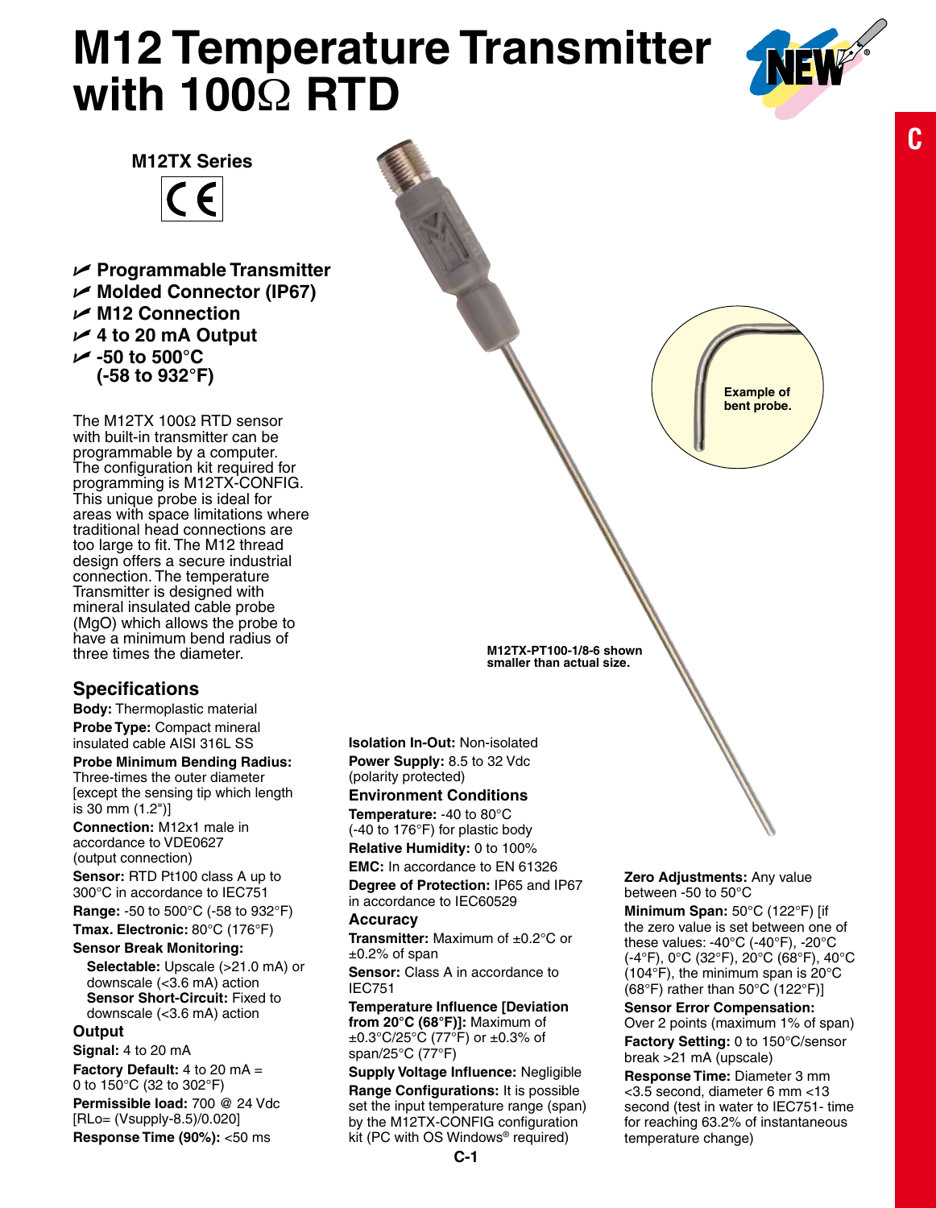# M12 Temperature Transmitter with 100Ω RTD

**M12TX Series**

- **Programmable Transmitter**
- **Molded Connector (IP67)**
- **M12 Connection**
- **4 to 20 mA Output**
- **-50 to 500°C (-58 to 932°F)**

The M12TX 100Ω RTD sensor with built-in transmitter can be programmable by a computer. The configuration kit required for programming is M12TX-CONFIG. This unique probe is ideal for areas with space limitations where traditional head connections are too large to fit. The M12 thread design offers a secure industrial connection. The temperature Transmitter is designed with mineral insulated cable probe (MgO) which allows the probe to have a minimum bend radius of three times the diameter.

**Example of bent probe.**

**M12TX-PT100-1/8-6 shown smaller than actual size.**

## Specifications

**Body:** Thermoplastic material

**Probe Type:** Compact mineral insulated cable AISI 316L SS

**Probe Minimum Bending Radius:** Three-times the outer diameter [except the sensing tip which length is 30 mm (1.2")]

**Connection:** M12x1 male in accordance to VDE0627 (output connection)

**Sensor:** RTD Pt100 class A up to 300°C in accordance to IEC751

**Range:** -50 to 500°C (-58 to 932°F)

**Tmax. Electronic:** 80°C (176°F)

**Sensor Break Monitoring:**

**Selectable:** Upscale (>21.0 mA) or downscale (<3.6 mA) action

**Sensor Short-Circuit:** Fixed to downscale (<3.6 mA) action

### Output

**Signal:** 4 to 20 mA

**Factory Default:** 4 to 20 mA = 0 to 150°C (32 to 302°F)

**Permissible load:** 700 @ 24 Vdc [RLo= (Vsupply-8.5)/0.020]

**Response Time (90%):** <50 ms

**Isolation In-Out:** Non-isolated

**Power Supply:** 8.5 to 32 Vdc (polarity protected)

### Environment Conditions

**Temperature:** -40 to 80°C (-40 to 176°F) for plastic body

**Relative Humidity:** 0 to 100%

**EMC:** In accordance to EN 61326

**Degree of Protection:** IP65 and IP67 in accordance to IEC60529

### Accuracy

**Transmitter:** Maximum of ±0.2°C or ±0.2% of span

**Sensor:** Class A in accordance to IEC751

**Temperature Influence [Deviation from 20°C (68°F)]:** Maximum of ±0.3°C/25°C (77°F) or ±0.3% of span/25°C (77°F)

**Supply Voltage Influence:** Negligible

**Range Configurations:** It is possible set the input temperature range (span) by the M12TX-CONFIG configuration kit (PC with OS Windows® required)

**Zero Adjustments:** Any value between -50 to 50°C

**Minimum Span:** 50°C (122°F) [if the zero value is set between one of these values: -40°C (-40°F), -20°C (-4°F), 0°C (32°F), 20°C (68°F), 40°C (104°F), the minimum span is 20°C (68°F) rather than 50°C (122°F)]

**Sensor Error Compensation:** Over 2 points (maximum 1% of span)

**Factory Setting:** 0 to 150°C/sensor break >21 mA (upscale)

**Response Time:** Diameter 3 mm <3.5 second, diameter 6 mm <13 second (test in water to IEC751- time for reaching 63.2% of instantaneous temperature change)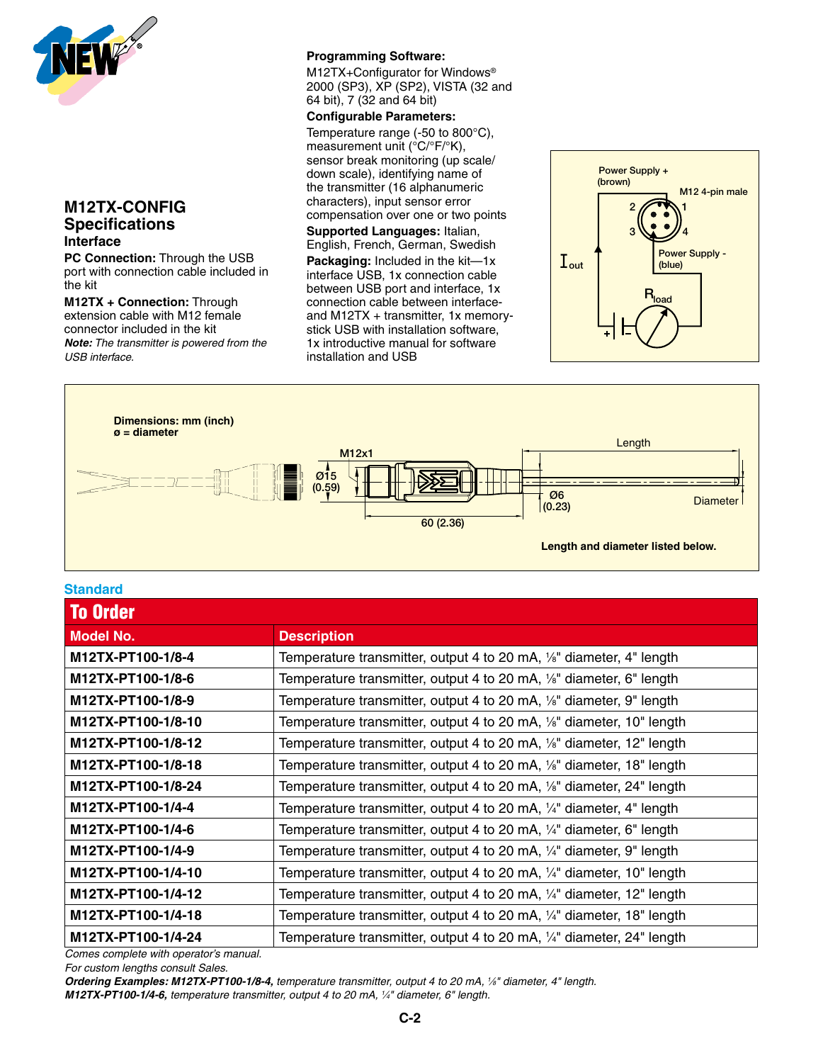## M12TX-CONFIG Specifications

### Interface

**PC Connection:** Through the USB port with connection cable included in the kit

**M12TX + Connection:** Through extension cable with M12 female connector included in the kit

***Note:*** *The transmitter is powered from the USB interface.*

**Programming Software:** M12TX+Configurator for Windows® 2000 (SP3), XP (SP2), VISTA (32 and 64 bit), 7 (32 and 64 bit)

**Configurable Parameters:** Temperature range (-50 to 800°C), measurement unit (°C/°F/°K), sensor break monitoring (up scale/down scale), identifying name of the transmitter (16 alphanumeric characters), input sensor error compensation over one or two points

**Supported Languages:** Italian, English, French, German, Swedish

**Packaging:** Included in the kit—1x interface USB, 1x connection cable between USB port and interface, 1x connection cable between interface-and M12TX + transmitter, 1x memory-stick USB with installation software, 1x introductive manual for software installation and USB

Power Supply + (brown)

M12 4-pin male

2 1 3 4

Power Supply - (blue)

$I_{out}$

$R_{load}$

+ –

Dimensions: mm (inch)
ø = diameter

M12x1

Ø15 (0.59)

60 (2.36)

Ø6 (0.23)

Length

Diameter

**Length and diameter listed below.**

### Standard

## To Order

| Model No. | Description |
|---|---|
| **M12TX-PT100-1/8-4** | Temperature transmitter, output 4 to 20 mA, ⅛" diameter, 4" length |
| **M12TX-PT100-1/8-6** | Temperature transmitter, output 4 to 20 mA, ⅛" diameter, 6" length |
| **M12TX-PT100-1/8-9** | Temperature transmitter, output 4 to 20 mA, ⅛" diameter, 9" length |
| **M12TX-PT100-1/8-10** | Temperature transmitter, output 4 to 20 mA, ⅛" diameter, 10" length |
| **M12TX-PT100-1/8-12** | Temperature transmitter, output 4 to 20 mA, ⅛" diameter, 12" length |
| **M12TX-PT100-1/8-18** | Temperature transmitter, output 4 to 20 mA, ⅛" diameter, 18" length |
| **M12TX-PT100-1/8-24** | Temperature transmitter, output 4 to 20 mA, ⅛" diameter, 24" length |
| **M12TX-PT100-1/4-4** | Temperature transmitter, output 4 to 20 mA, ¼" diameter, 4" length |
| **M12TX-PT100-1/4-6** | Temperature transmitter, output 4 to 20 mA, ¼" diameter, 6" length |
| **M12TX-PT100-1/4-9** | Temperature transmitter, output 4 to 20 mA, ¼" diameter, 9" length |
| **M12TX-PT100-1/4-10** | Temperature transmitter, output 4 to 20 mA, ¼" diameter, 10" length |
| **M12TX-PT100-1/4-12** | Temperature transmitter, output 4 to 20 mA, ¼" diameter, 12" length |
| **M12TX-PT100-1/4-18** | Temperature transmitter, output 4 to 20 mA, ¼" diameter, 18" length |
| **M12TX-PT100-1/4-24** | Temperature transmitter, output 4 to 20 mA, ¼" diameter, 24" length |

*Comes complete with operator's manual.*

*For custom lengths consult Sales.*

***Ordering Examples: M12TX-PT100-1/8-4,*** *temperature transmitter, output 4 to 20 mA, ⅛" diameter, 4" length.*
***M12TX-PT100-1/4-6,*** *temperature transmitter, output 4 to 20 mA, ¼" diameter, 6" length.*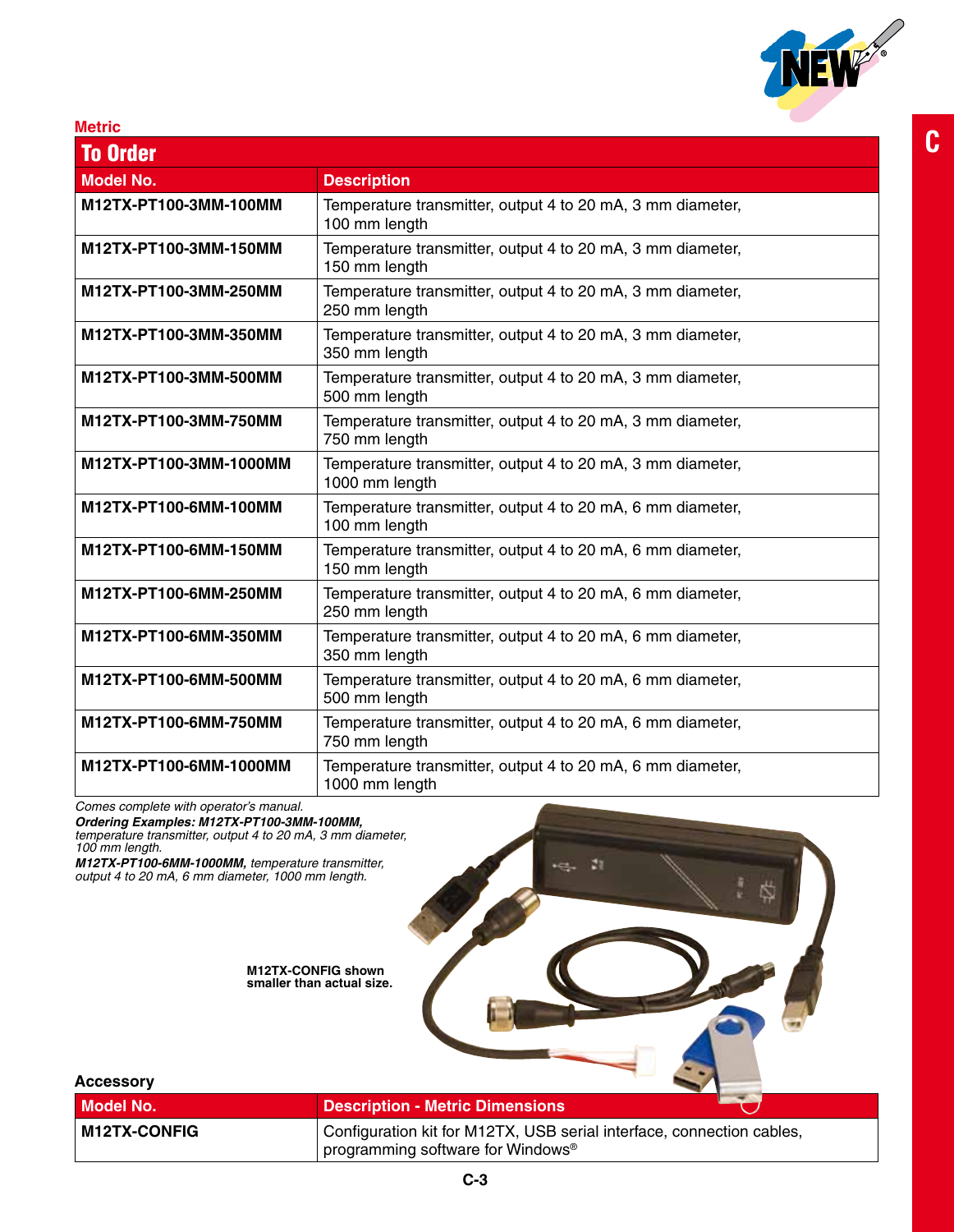Metric

## To Order

| Model No. | Description |
|---|---|
| **M12TX-PT100-3MM-100MM** | Temperature transmitter, output 4 to 20 mA, 3 mm diameter, 100 mm length |
| **M12TX-PT100-3MM-150MM** | Temperature transmitter, output 4 to 20 mA, 3 mm diameter, 150 mm length |
| **M12TX-PT100-3MM-250MM** | Temperature transmitter, output 4 to 20 mA, 3 mm diameter, 250 mm length |
| **M12TX-PT100-3MM-350MM** | Temperature transmitter, output 4 to 20 mA, 3 mm diameter, 350 mm length |
| **M12TX-PT100-3MM-500MM** | Temperature transmitter, output 4 to 20 mA, 3 mm diameter, 500 mm length |
| **M12TX-PT100-3MM-750MM** | Temperature transmitter, output 4 to 20 mA, 3 mm diameter, 750 mm length |
| **M12TX-PT100-3MM-1000MM** | Temperature transmitter, output 4 to 20 mA, 3 mm diameter, 1000 mm length |
| **M12TX-PT100-6MM-100MM** | Temperature transmitter, output 4 to 20 mA, 6 mm diameter, 100 mm length |
| **M12TX-PT100-6MM-150MM** | Temperature transmitter, output 4 to 20 mA, 6 mm diameter, 150 mm length |
| **M12TX-PT100-6MM-250MM** | Temperature transmitter, output 4 to 20 mA, 6 mm diameter, 250 mm length |
| **M12TX-PT100-6MM-350MM** | Temperature transmitter, output 4 to 20 mA, 6 mm diameter, 350 mm length |
| **M12TX-PT100-6MM-500MM** | Temperature transmitter, output 4 to 20 mA, 6 mm diameter, 500 mm length |
| **M12TX-PT100-6MM-750MM** | Temperature transmitter, output 4 to 20 mA, 6 mm diameter, 750 mm length |
| **M12TX-PT100-6MM-1000MM** | Temperature transmitter, output 4 to 20 mA, 6 mm diameter, 1000 mm length |

*Comes complete with operator's manual.*
***Ordering Examples: M12TX-PT100-3MM-100MM,*** *temperature transmitter, output 4 to 20 mA, 3 mm diameter, 100 mm length.*
***M12TX-PT100-6MM-1000MM,*** *temperature transmitter, output 4 to 20 mA, 6 mm diameter, 1000 mm length.*

**M12TX-CONFIG shown smaller than actual size.**

### Accessory

| Model No. | Description - Metric Dimensions |
|---|---|
| **M12TX-CONFIG** | Configuration kit for M12TX, USB serial interface, connection cables, programming software for Windows® |